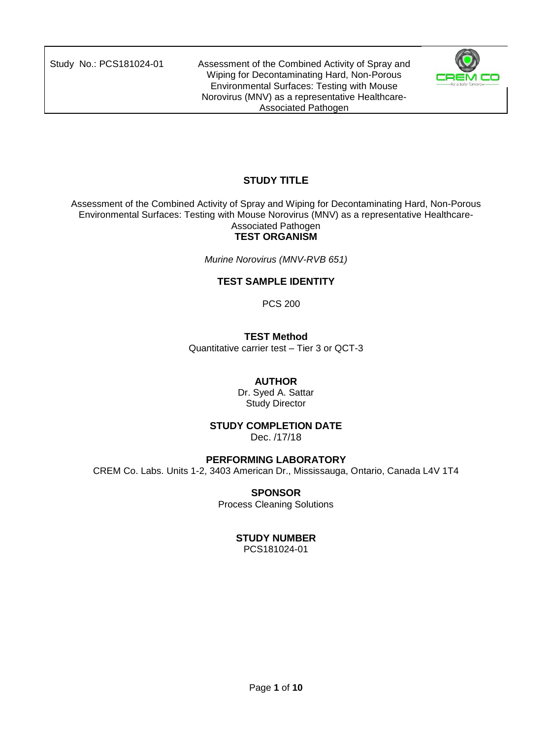## STUDY TITLE

Assessment of the Combined Activity of Spray and Wiping for Decontaminating Hard, Non-Porous Environmental Surfaces: Testing with Mouse Norovirus (MNV) as a representative Healthcare-Associated Pathogen

## TEST ORGANISM

*Murine Norovirus (MNV-RVB 651)*

## TEST SAMPLE IDENTITY

PCS 200

## TEST Method

Quantitative carrier test – Tier 3 or QCT-3

## AUTHOR

Dr. Syed A. Sattar
Study Director

## STUDY COMPLETION DATE

Dec. /17/18

## PERFORMING LABORATORY

CREM Co. Labs. Units 1-2, 3403 American Dr., Mississauga, Ontario, Canada L4V 1T4

## SPONSOR

Process Cleaning Solutions

## STUDY NUMBER

PCS181024-01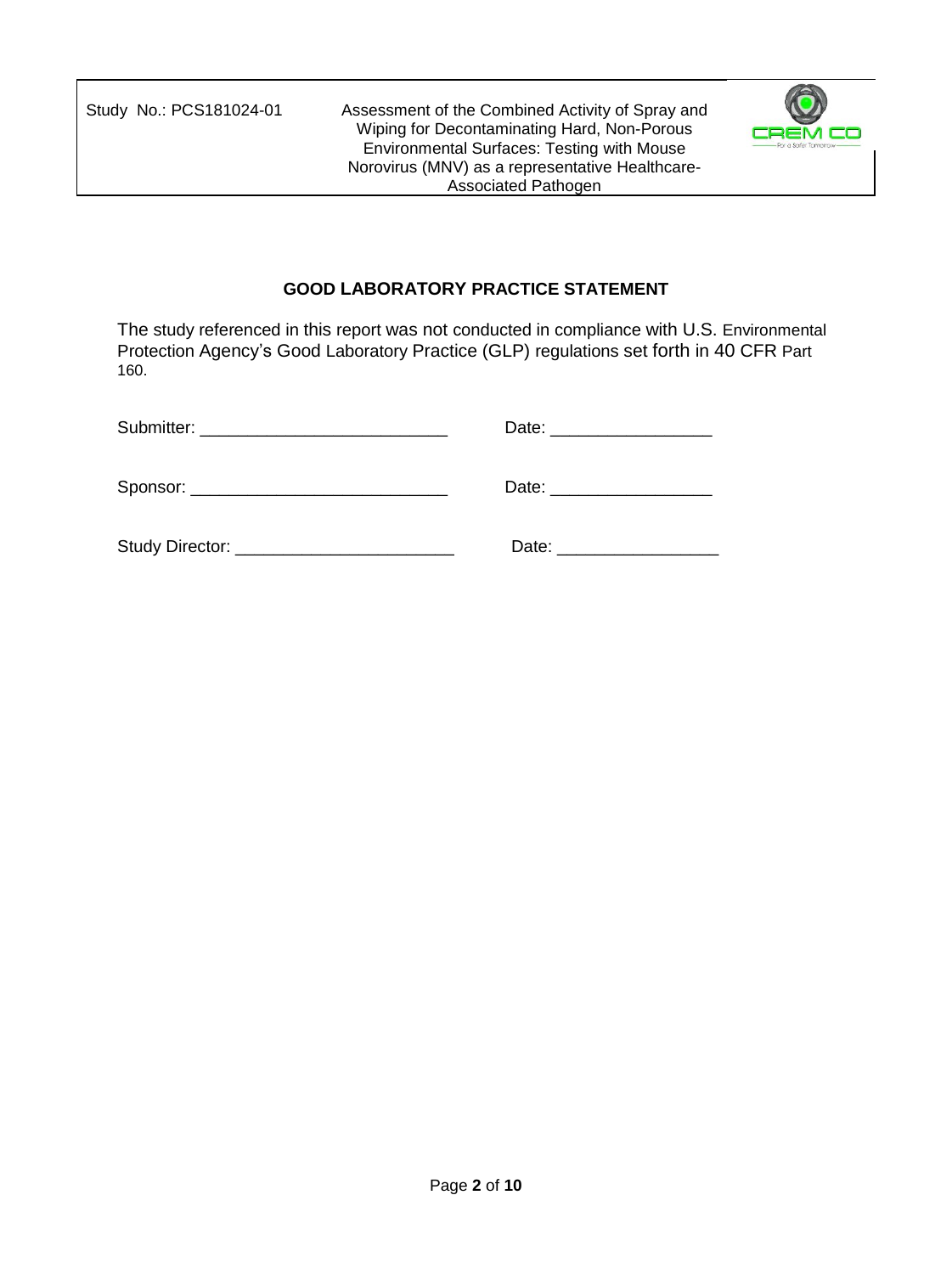## GOOD LABORATORY PRACTICE STATEMENT

The study referenced in this report was not conducted in compliance with U.S. Environmental Protection Agency's Good Laboratory Practice (GLP) regulations set forth in 40 CFR Part 160.

Submitter: _________________________ Date: ________________

Sponsor: __________________________ Date: ________________

Study Director: ______________________ Date: ________________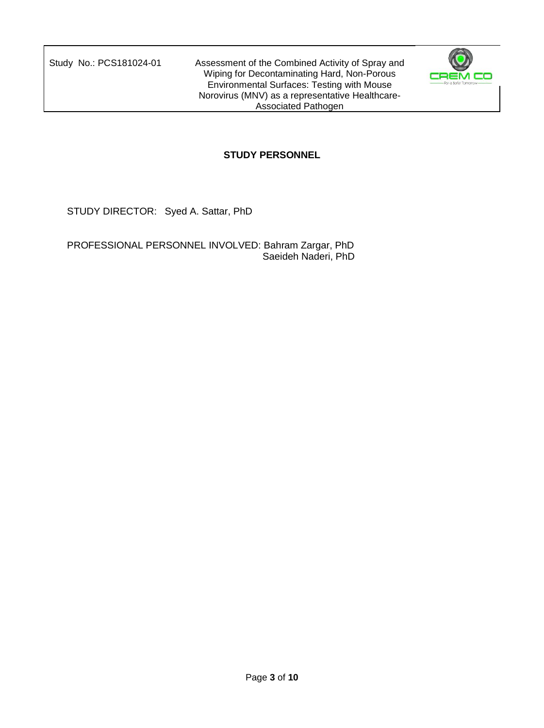## STUDY PERSONNEL

STUDY DIRECTOR: Syed A. Sattar, PhD

PROFESSIONAL PERSONNEL INVOLVED: Bahram Zargar, PhD
Saeideh Naderi, PhD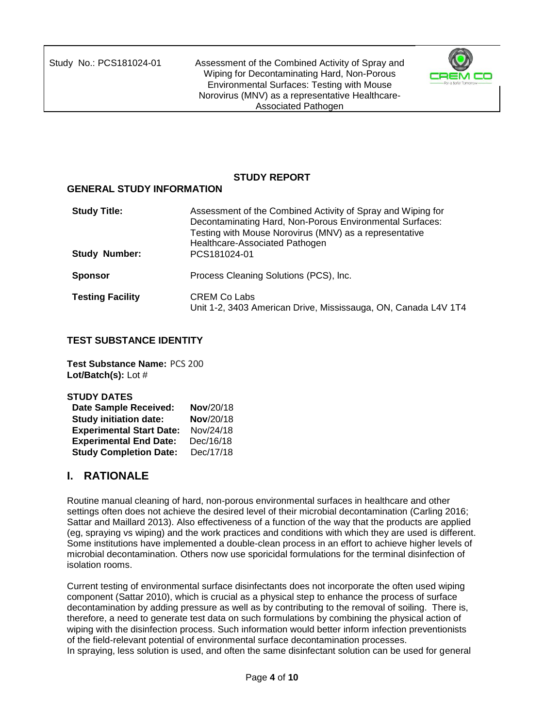**STUDY REPORT**

## GENERAL STUDY INFORMATION

| | |
|---|---|
| **Study Title:** | Assessment of the Combined Activity of Spray and Wiping for Decontaminating Hard, Non-Porous Environmental Surfaces: Testing with Mouse Norovirus (MNV) as a representative Healthcare-Associated Pathogen |
| **Study Number:** | PCS181024-01 |
| **Sponsor** | Process Cleaning Solutions (PCS), lnc. |
| **Testing Facility** | CREM Co Labs<br>Unit 1-2, 3403 American Drive, Mississauga, ON, Canada L4V 1T4 |

## TEST SUBSTANCE IDENTITY

**Test Substance Name:** PCS 200
**Lot/Batch(s):** Lot #

**STUDY DATES**

| | |
|---|---|
| **Date Sample Received:** | **Nov**/20/18 |
| **Study initiation date:** | **Nov**/20/18 |
| **Experimental Start Date:** | Nov/24/18 |
| **Experimental End Date:** | Dec/16/18 |
| **Study Completion Date:** | Dec/17/18 |

## I. RATIONALE

Routine manual cleaning of hard, non-porous environmental surfaces in healthcare and other settings often does not achieve the desired level of their microbial decontamination (Carling 2016; Sattar and Maillard 2013). Also effectiveness of a function of the way that the products are applied (eg, spraying vs wiping) and the work practices and conditions with which they are used is different. Some institutions have implemented a double-clean process in an effort to achieve higher levels of microbial decontamination. Others now use sporicidal formulations for the terminal disinfection of isolation rooms.

Current testing of environmental surface disinfectants does not incorporate the often used wiping component (Sattar 2010), which is crucial as a physical step to enhance the process of surface decontamination by adding pressure as well as by contributing to the removal of soiling. There is, therefore, a need to generate test data on such formulations by combining the physical action of wiping with the disinfection process. Such information would better inform infection preventionists of the field-relevant potential of environmental surface decontamination processes.
In spraying, less solution is used, and often the same disinfectant solution can be used for general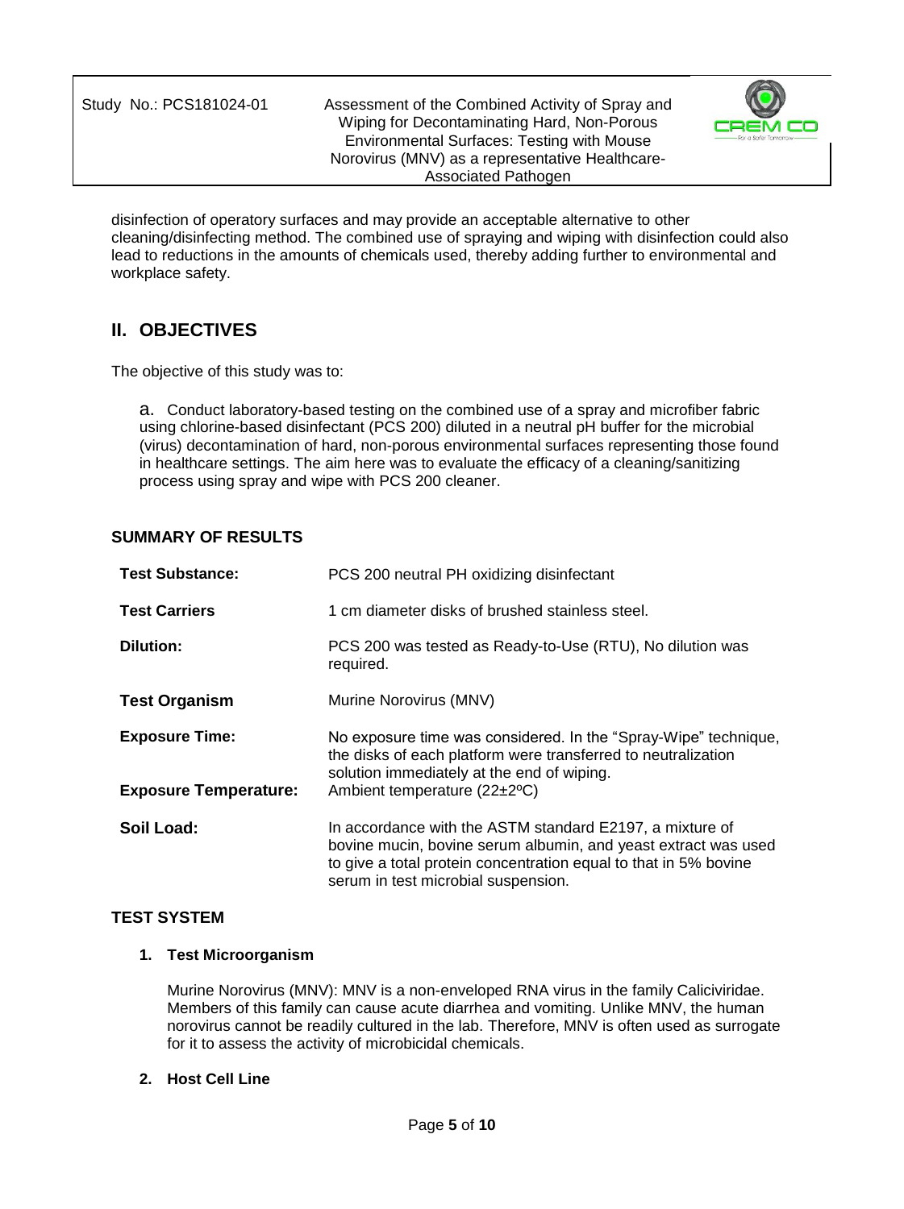disinfection of operatory surfaces and may provide an acceptable alternative to other cleaning/disinfecting method. The combined use of spraying and wiping with disinfection could also lead to reductions in the amounts of chemicals used, thereby adding further to environmental and workplace safety.

## II. OBJECTIVES

The objective of this study was to:

a. Conduct laboratory-based testing on the combined use of a spray and microfiber fabric using chlorine-based disinfectant (PCS 200) diluted in a neutral pH buffer for the microbial (virus) decontamination of hard, non-porous environmental surfaces representing those found in healthcare settings. The aim here was to evaluate the efficacy of a cleaning/sanitizing process using spray and wipe with PCS 200 cleaner.

### SUMMARY OF RESULTS

| | |
|---|---|
| **Test Substance:** | PCS 200 neutral PH oxidizing disinfectant |
| **Test Carriers** | 1 cm diameter disks of brushed stainless steel. |
| **Dilution:** | PCS 200 was tested as Ready-to-Use (RTU), No dilution was required. |
| **Test Organism** | Murine Norovirus (MNV) |
| **Exposure Time:** | No exposure time was considered. In the "Spray-Wipe" technique, the disks of each platform were transferred to neutralization solution immediately at the end of wiping. |
| **Exposure Temperature:** | Ambient temperature (22±2ºC) |
| **Soil Load:** | In accordance with the ASTM standard E2197, a mixture of bovine mucin, bovine serum albumin, and yeast extract was used to give a total protein concentration equal to that in 5% bovine serum in test microbial suspension. |

### TEST SYSTEM

1. **Test Microorganism**

   Murine Norovirus (MNV): MNV is a non-enveloped RNA virus in the family Caliciviridae. Members of this family can cause acute diarrhea and vomiting. Unlike MNV, the human norovirus cannot be readily cultured in the lab. Therefore, MNV is often used as surrogate for it to assess the activity of microbicidal chemicals.

2. **Host Cell Line**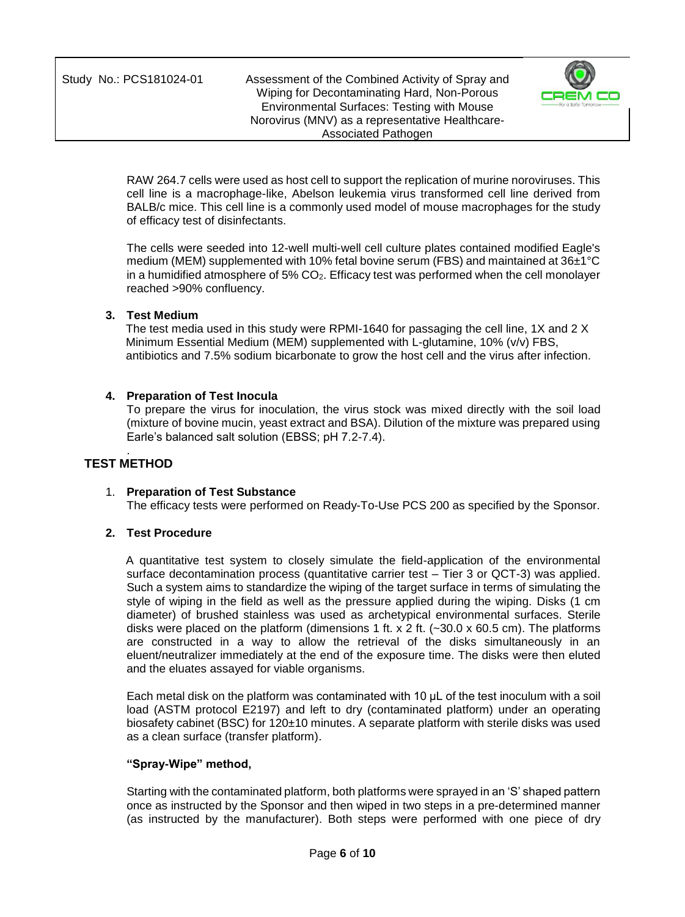RAW 264.7 cells were used as host cell to support the replication of murine noroviruses. This cell line is a macrophage-like, Abelson leukemia virus transformed cell line derived from BALB/c mice. This cell line is a commonly used model of mouse macrophages for the study of efficacy test of disinfectants.

The cells were seeded into 12-well multi-well cell culture plates contained modified Eagle's medium (MEM) supplemented with 10% fetal bovine serum (FBS) and maintained at 36±1°C in a humidified atmosphere of 5% $CO_2$. Efficacy test was performed when the cell monolayer reached >90% confluency.

**3. Test Medium**

The test media used in this study were RPMI-1640 for passaging the cell line, 1X and 2 X Minimum Essential Medium (MEM) supplemented with L-glutamine, 10% (v/v) FBS, antibiotics and 7.5% sodium bicarbonate to grow the host cell and the virus after infection.

**4. Preparation of Test Inocula**

To prepare the virus for inoculation, the virus stock was mixed directly with the soil load (mixture of bovine mucin, yeast extract and BSA). Dilution of the mixture was prepared using Earle's balanced salt solution (EBSS; pH 7.2-7.4).

## TEST METHOD

1. **Preparation of Test Substance**

   The efficacy tests were performed on Ready-To-Use PCS 200 as specified by the Sponsor.

2. **Test Procedure**

   A quantitative test system to closely simulate the field-application of the environmental surface decontamination process (quantitative carrier test – Tier 3 or QCT-3) was applied. Such a system aims to standardize the wiping of the target surface in terms of simulating the style of wiping in the field as well as the pressure applied during the wiping. Disks (1 cm diameter) of brushed stainless was used as archetypical environmental surfaces. Sterile disks were placed on the platform (dimensions 1 ft. x 2 ft. (~30.0 x 60.5 cm). The platforms are constructed in a way to allow the retrieval of the disks simultaneously in an eluent/neutralizer immediately at the end of the exposure time. The disks were then eluted and the eluates assayed for viable organisms.

   Each metal disk on the platform was contaminated with 10 µL of the test inoculum with a soil load (ASTM protocol E2197) and left to dry (contaminated platform) under an operating biosafety cabinet (BSC) for 120±10 minutes. A separate platform with sterile disks was used as a clean surface (transfer platform).

   **"Spray-Wipe" method,**

   Starting with the contaminated platform, both platforms were sprayed in an 'S' shaped pattern once as instructed by the Sponsor and then wiped in two steps in a pre-determined manner (as instructed by the manufacturer). Both steps were performed with one piece of dry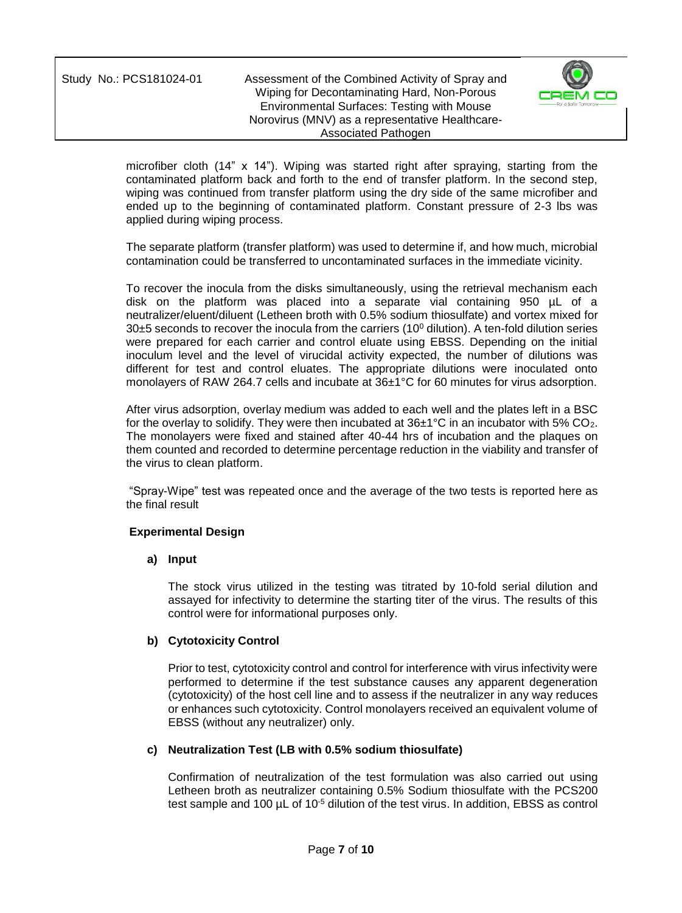microfiber cloth (14" x 14"). Wiping was started right after spraying, starting from the contaminated platform back and forth to the end of transfer platform. In the second step, wiping was continued from transfer platform using the dry side of the same microfiber and ended up to the beginning of contaminated platform. Constant pressure of 2-3 lbs was applied during wiping process.

The separate platform (transfer platform) was used to determine if, and how much, microbial contamination could be transferred to uncontaminated surfaces in the immediate vicinity.

To recover the inocula from the disks simultaneously, using the retrieval mechanism each disk on the platform was placed into a separate vial containing 950 µL of a neutralizer/eluent/diluent (Letheen broth with 0.5% sodium thiosulfate) and vortex mixed for 30±5 seconds to recover the inocula from the carriers ($10^0$ dilution). A ten-fold dilution series were prepared for each carrier and control eluate using EBSS. Depending on the initial inoculum level and the level of virucidal activity expected, the number of dilutions was different for test and control eluates. The appropriate dilutions were inoculated onto monolayers of RAW 264.7 cells and incubate at 36±1°C for 60 minutes for virus adsorption.

After virus adsorption, overlay medium was added to each well and the plates left in a BSC for the overlay to solidify. They were then incubated at 36±1°C in an incubator with 5% $CO_2$. The monolayers were fixed and stained after 40-44 hrs of incubation and the plaques on them counted and recorded to determine percentage reduction in the viability and transfer of the virus to clean platform.

"Spray-Wipe" test was repeated once and the average of the two tests is reported here as the final result

**Experimental Design**

**a) Input**

The stock virus utilized in the testing was titrated by 10-fold serial dilution and assayed for infectivity to determine the starting titer of the virus. The results of this control were for informational purposes only.

**b) Cytotoxicity Control**

Prior to test, cytotoxicity control and control for interference with virus infectivity were performed to determine if the test substance causes any apparent degeneration (cytotoxicity) of the host cell line and to assess if the neutralizer in any way reduces or enhances such cytotoxicity. Control monolayers received an equivalent volume of EBSS (without any neutralizer) only.

**c) Neutralization Test (LB with 0.5% sodium thiosulfate)**

Confirmation of neutralization of the test formulation was also carried out using Letheen broth as neutralizer containing 0.5% Sodium thiosulfate with the PCS200 test sample and 100 µL of $10^{-5}$ dilution of the test virus. In addition, EBSS as control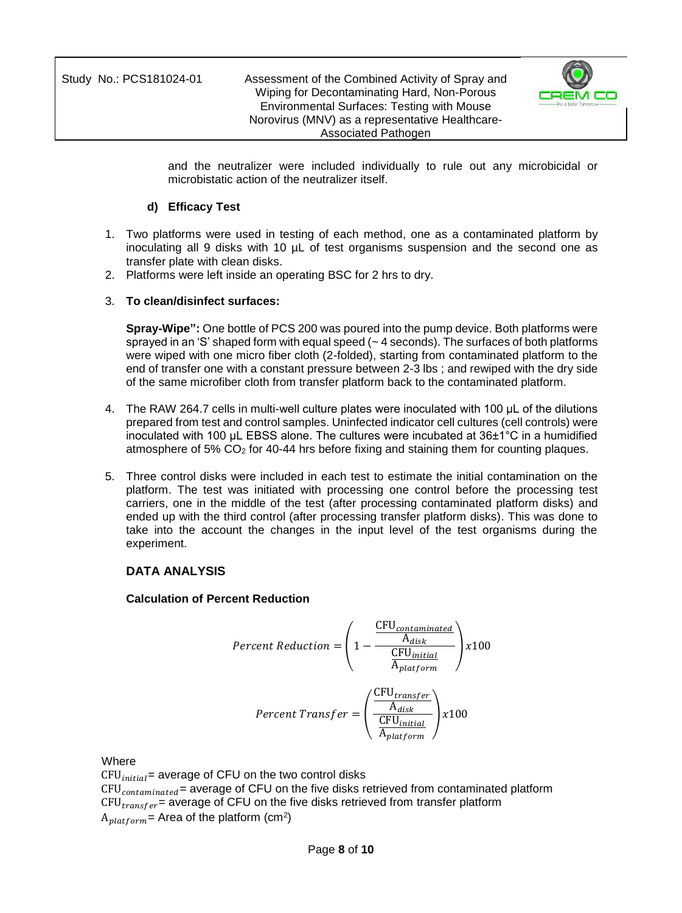and the neutralizer were included individually to rule out any microbicidal or microbistatic action of the neutralizer itself.

**d) Efficacy Test**

1. Two platforms were used in testing of each method, one as a contaminated platform by inoculating all 9 disks with 10 µL of test organisms suspension and the second one as transfer plate with clean disks.
2. Platforms were left inside an operating BSC for 2 hrs to dry.
3. **To clean/disinfect surfaces:**

   **Spray-Wipe":** One bottle of PCS 200 was poured into the pump device. Both platforms were sprayed in an 'S' shaped form with equal speed (~ 4 seconds). The surfaces of both platforms were wiped with one micro fiber cloth (2-folded), starting from contaminated platform to the end of transfer one with a constant pressure between 2-3 lbs ; and rewiped with the dry side of the same microfiber cloth from transfer platform back to the contaminated platform.

4. The RAW 264.7 cells in multi-well culture plates were inoculated with 100 µL of the dilutions prepared from test and control samples. Uninfected indicator cell cultures (cell controls) were inoculated with 100 µL EBSS alone. The cultures were incubated at 36±1°C in a humidified atmosphere of 5% $CO_2$ for 40-44 hrs before fixing and staining them for counting plaques.
5. Three control disks were included in each test to estimate the initial contamination on the platform. The test was initiated with processing one control before the processing test carriers, one in the middle of the test (after processing contaminated platform disks) and ended up with the third control (after processing transfer platform disks). This was done to take into the account the changes in the input level of the test organisms during the experiment.

## DATA ANALYSIS

**Calculation of Percent Reduction**

$$Percent\ Reduction = \left(1 - \frac{\frac{\mathrm{CFU}_{contaminated}}{\mathrm{A}_{disk}}}{\frac{\mathrm{CFU}_{initial}}{\mathrm{A}_{platform}}}\right) x100$$

$$Percent\ Transfer = \left(\frac{\frac{\mathrm{CFU}_{transfer}}{\mathrm{A}_{disk}}}{\frac{\mathrm{CFU}_{initial}}{\mathrm{A}_{platform}}}\right) x100$$

Where

$\mathrm{CFU}_{initial}$= average of CFU on the two control disks

$\mathrm{CFU}_{contaminated}$= average of CFU on the five disks retrieved from contaminated platform

$\mathrm{CFU}_{transfer}$= average of CFU on the five disks retrieved from transfer platform

$\mathrm{A}_{platform}$= Area of the platform ($cm^2$)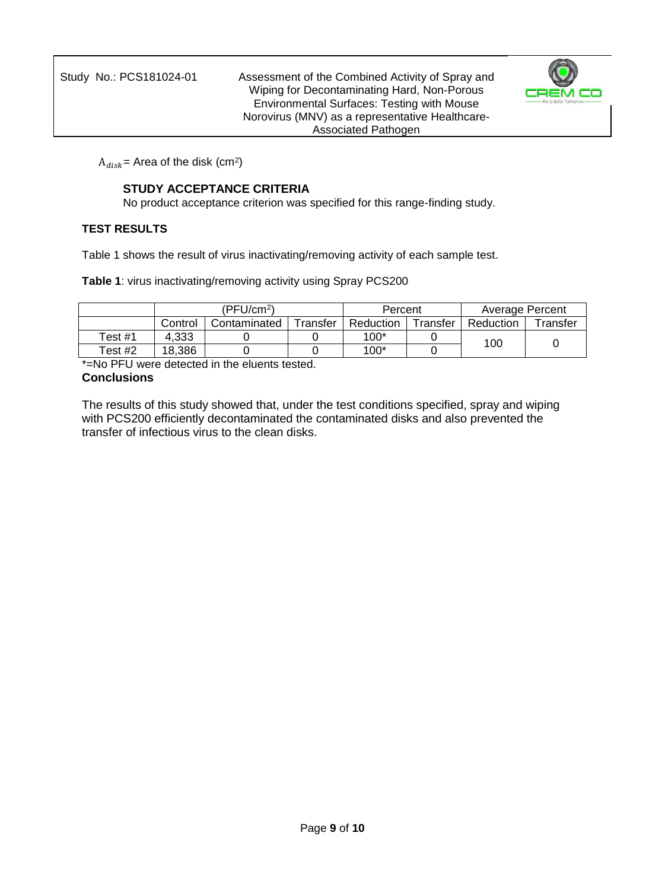$A_{disk}$ = Area of the disk ($cm^2$)

### STUDY ACCEPTANCE CRITERIA

No product acceptance criterion was specified for this range-finding study.

## TEST RESULTS

Table 1 shows the result of virus inactivating/removing activity of each sample test.

**Table 1**: virus inactivating/removing activity using Spray PCS200

| | ($PFU/cm^2$) | | | Percent | | Average Percent | |
|---|---|---|---|---|---|---|---|
| | Control | Contaminated | Transfer | Reduction | Transfer | Reduction | Transfer |
| Test #1 | 4,333 | 0 | 0 | 100* | 0 | 100 | 0 |
| Test #2 | 18,386 | 0 | 0 | 100* | 0 | | |

*=No PFU were detected in the eluents tested.

## Conclusions

The results of this study showed that, under the test conditions specified, spray and wiping with PCS200 efficiently decontaminated the contaminated disks and also prevented the transfer of infectious virus to the clean disks.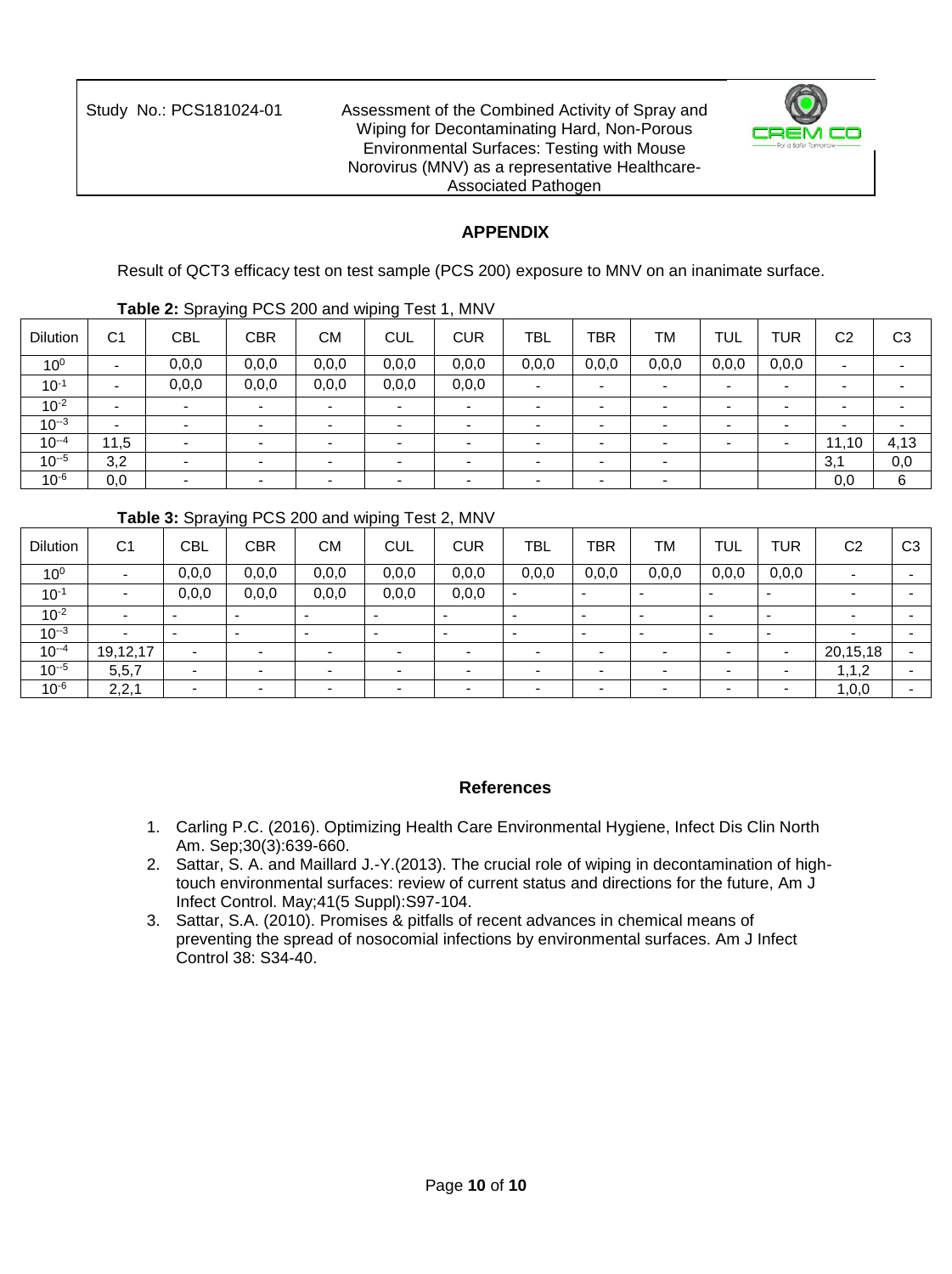## APPENDIX

Result of QCT3 efficacy test on test sample (PCS 200) exposure to MNV on an inanimate surface.

**Table 2:** Spraying PCS 200 and wiping Test 1, MNV

| Dilution | C1 | CBL | CBR | CM | CUL | CUR | TBL | TBR | TM | TUL | TUR | C2 | C3 |
|---|---|---|---|---|---|---|---|---|---|---|---|---|---|
| $10^0$ | - | 0,0,0 | 0,0,0 | 0,0,0 | 0,0,0 | 0,0,0 | 0,0,0 | 0,0,0 | 0,0,0 | 0,0,0 | 0,0,0 | - | - |
| $10^{-1}$ | - | 0,0,0 | 0,0,0 | 0,0,0 | 0,0,0 | 0,0,0 | - | - | - | - | - | - | - |
| $10^{-2}$ | - | - | - | - | - | - | - | - | - | - | - | - | - |
| $10^{-3}$ | - | - | - | - | - | - | - | - | - | - | - | - | - |
| $10^{-4}$ | 11,5 | - | - | - | - | - | - | - | - | - | - | 11,10 | 4,13 |
| $10^{-5}$ | 3,2 | - | - | - | - | - | - | - | - | | | 3,1 | 0,0 |
| $10^{-6}$ | 0,0 | - | - | - | - | - | - | - | - | | | 0,0 | 6 |

**Table 3:** Spraying PCS 200 and wiping Test 2, MNV

| Dilution | C1 | CBL | CBR | CM | CUL | CUR | TBL | TBR | TM | TUL | TUR | C2 | C3 |
|---|---|---|---|---|---|---|---|---|---|---|---|---|---|
| $10^0$ | - | 0,0,0 | 0,0,0 | 0,0,0 | 0,0,0 | 0,0,0 | 0,0,0 | 0,0,0 | 0,0,0 | 0,0,0 | 0,0,0 | - | - |
| $10^{-1}$ | - | 0,0,0 | 0,0,0 | 0,0,0 | 0,0,0 | 0,0,0 | - | - | - | - | - | - | - |
| $10^{-2}$ | - | - | - | - | - | - | - | - | - | - | - | - | - |
| $10^{-3}$ | - | - | - | - | - | - | - | - | - | - | - | - | - |
| $10^{-4}$ | 19,12,17 | - | - | - | - | - | - | - | - | - | - | 20,15,18 | - |
| $10^{-5}$ | 5,5,7 | - | - | - | - | - | - | - | - | - | - | 1,1,2 | - |
| $10^{-6}$ | 2,2,1 | - | - | - | - | - | - | - | - | - | - | 1,0,0 | - |

## References

1. Carling P.C. (2016). Optimizing Health Care Environmental Hygiene, Infect Dis Clin North Am. Sep;30(3):639-660.
2. Sattar, S. A. and Maillard J.-Y.(2013). The crucial role of wiping in decontamination of high-touch environmental surfaces: review of current status and directions for the future, Am J Infect Control. May;41(5 Suppl):S97-104.
3. Sattar, S.A. (2010). Promises & pitfalls of recent advances in chemical means of preventing the spread of nosocomial infections by environmental surfaces. Am J Infect Control 38: S34-40.